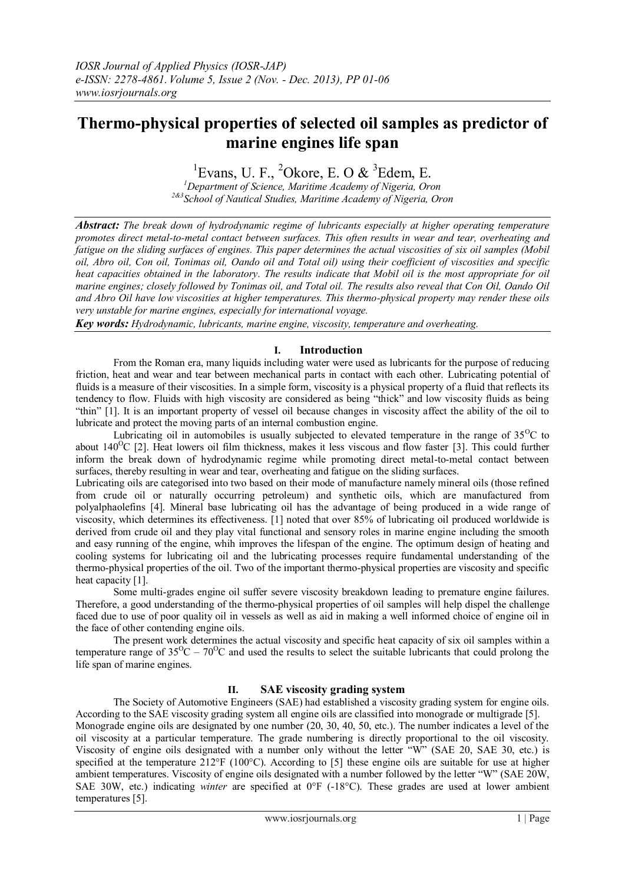# Thermo-physical properties of selected oil samples as predictor of marine engines life span

[1]Evans, U. F., [2]Okore, E. O & [3]Edem, E.

[1]*Department of Science, Maritime Academy of Nigeria, Oron*
[2&3]*School of Nautical Studies, Maritime Academy of Nigeria, Oron*

***Abstract:*** *The break down of hydrodynamic regime of lubricants especially at higher operating temperature promotes direct metal-to-metal contact between surfaces. This often results in wear and tear, overheating and fatigue on the sliding surfaces of engines. This paper determines the actual viscosities of six oil samples (Mobil oil, Abro oil, Con oil, Tonimas oil, Oando oil and Total oil) using their coefficient of viscosities and specific heat capacities obtained in the laboratory. The results indicate that Mobil oil is the most appropriate for oil marine engines; closely followed by Tonimas oil, and Total oil. The results also reveal that Con Oil, Oando Oil and Abro Oil have low viscosities at higher temperatures. This thermo-physical property may render these oils very unstable for marine engines, especially for international voyage.*

***Key words:*** *Hydrodynamic, lubricants, marine engine, viscosity, temperature and overheating.*

## I. Introduction

From the Roman era, many liquids including water were used as lubricants for the purpose of reducing friction, heat and wear and tear between mechanical parts in contact with each other. Lubricating potential of fluids is a measure of their viscosities. In a simple form, viscosity is a physical property of a fluid that reflects its tendency to flow. Fluids with high viscosity are considered as being "thick" and low viscosity fluids as being "thin" [1]. It is an important property of vessel oil because changes in viscosity affect the ability of the oil to lubricate and protect the moving parts of an internal combustion engine.

Lubricating oil in automobiles is usually subjected to elevated temperature in the range of $35^{O}C$ to about $140^{O}C$ [2]. Heat lowers oil film thickness, makes it less viscous and flow faster [3]. This could further inform the break down of hydrodynamic regime while promoting direct metal-to-metal contact between surfaces, thereby resulting in wear and tear, overheating and fatigue on the sliding surfaces.

Lubricating oils are categorised into two based on their mode of manufacture namely mineral oils (those refined from crude oil or naturally occurring petroleum) and synthetic oils, which are manufactured from polyalphaolefins [4]. Mineral base lubricating oil has the advantage of being produced in a wide range of viscosity, which determines its effectiveness. [1] noted that over 85% of lubricating oil produced worldwide is derived from crude oil and they play vital functional and sensory roles in marine engine including the smooth and easy running of the engine, whih improves the lifespan of the engine. The optimum design of heating and cooling systems for lubricating oil and the lubricating processes require fundamental understanding of the thermo-physical properties of the oil. Two of the important thermo-physical properties are viscosity and specific heat capacity [1].

Some multi-grades engine oil suffer severe viscosity breakdown leading to premature engine failures. Therefore, a good understanding of the thermo-physical properties of oil samples will help dispel the challenge faced due to use of poor quality oil in vessels as well as aid in making a well informed choice of engine oil in the face of other contending engine oils.

The present work determines the actual viscosity and specific heat capacity of six oil samples within a temperature range of $35^{O}C$ – $70^{O}C$ and used the results to select the suitable lubricants that could prolong the life span of marine engines.

## II. SAE viscosity grading system

The Society of Automotive Engineers (SAE) had established a viscosity grading system for engine oils. According to the SAE viscosity grading system all engine oils are classified into monograde or multigrade [5]. Monograde engine oils are designated by one number (20, 30, 40, 50, etc.). The number indicates a level of the oil viscosity at a particular temperature. The grade numbering is directly proportional to the oil viscosity. Viscosity of engine oils designated with a number only without the letter "W" (SAE 20, SAE 30, etc.) is specified at the temperature 212°F (100°C). According to [5] these engine oils are suitable for use at higher ambient temperatures. Viscosity of engine oils designated with a number followed by the letter "W" (SAE 20W, SAE 30W, etc.) indicating *winter* are specified at 0°F (-18°C). These grades are used at lower ambient temperatures [5].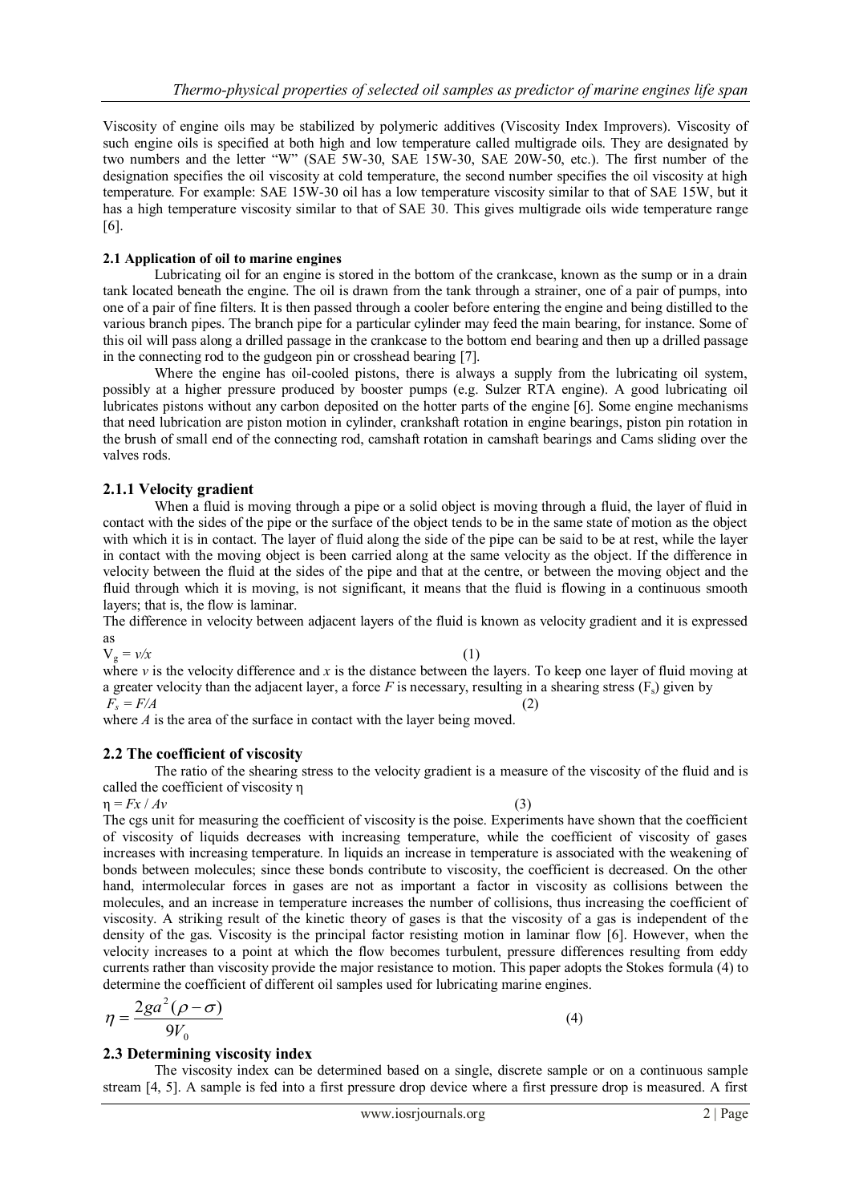Viscosity of engine oils may be stabilized by polymeric additives (Viscosity Index Improvers). Viscosity of such engine oils is specified at both high and low temperature called multigrade oils. They are designated by two numbers and the letter "W" (SAE 5W-30, SAE 15W-30, SAE 20W-50, etc.). The first number of the designation specifies the oil viscosity at cold temperature, the second number specifies the oil viscosity at high temperature. For example: SAE 15W-30 oil has a low temperature viscosity similar to that of SAE 15W, but it has a high temperature viscosity similar to that of SAE 30. This gives multigrade oils wide temperature range [6].

### 2.1 Application of oil to marine engines

Lubricating oil for an engine is stored in the bottom of the crankcase, known as the sump or in a drain tank located beneath the engine. The oil is drawn from the tank through a strainer, one of a pair of pumps, into one of a pair of fine filters. It is then passed through a cooler before entering the engine and being distilled to the various branch pipes. The branch pipe for a particular cylinder may feed the main bearing, for instance. Some of this oil will pass along a drilled passage in the crankcase to the bottom end bearing and then up a drilled passage in the connecting rod to the gudgeon pin or crosshead bearing [7].

Where the engine has oil-cooled pistons, there is always a supply from the lubricating oil system, possibly at a higher pressure produced by booster pumps (e.g. Sulzer RTA engine). A good lubricating oil lubricates pistons without any carbon deposited on the hotter parts of the engine [6]. Some engine mechanisms that need lubrication are piston motion in cylinder, crankshaft rotation in engine bearings, piston pin rotation in the brush of small end of the connecting rod, camshaft rotation in camshaft bearings and Cams sliding over the valves rods.

#### 2.1.1 Velocity gradient

When a fluid is moving through a pipe or a solid object is moving through a fluid, the layer of fluid in contact with the sides of the pipe or the surface of the object tends to be in the same state of motion as the object with which it is in contact. The layer of fluid along the side of the pipe can be said to be at rest, while the layer in contact with the moving object is been carried along at the same velocity as the object. If the difference in velocity between the fluid at the sides of the pipe and that at the centre, or between the moving object and the fluid through which it is moving, is not significant, it means that the fluid is flowing in a continuous smooth layers; that is, the flow is laminar.

The difference in velocity between adjacent layers of the fluid is known as velocity gradient and it is expressed as

$$V_g = v/x \qquad (1)$$

where $v$ is the velocity difference and $x$ is the distance between the layers. To keep one layer of fluid moving at a greater velocity than the adjacent layer, a force $F$ is necessary, resulting in a shearing stress ($F_s$) given by

$$F_s = F/A \qquad (2)$$

where $A$ is the area of the surface in contact with the layer being moved.

### 2.2 The coefficient of viscosity

The ratio of the shearing stress to the velocity gradient is a measure of the viscosity of the fluid and is called the coefficient of viscosity η

$$\eta = Fx / Av \qquad (3)$$

The cgs unit for measuring the coefficient of viscosity is the poise. Experiments have shown that the coefficient of viscosity of liquids decreases with increasing temperature, while the coefficient of viscosity of gases increases with increasing temperature. In liquids an increase in temperature is associated with the weakening of bonds between molecules; since these bonds contribute to viscosity, the coefficient is decreased. On the other hand, intermolecular forces in gases are not as important a factor in viscosity as collisions between the molecules, and an increase in temperature increases the number of collisions, thus increasing the coefficient of viscosity. A striking result of the kinetic theory of gases is that the viscosity of a gas is independent of the density of the gas. Viscosity is the principal factor resisting motion in laminar flow [6]. However, when the velocity increases to a point at which the flow becomes turbulent, pressure differences resulting from eddy currents rather than viscosity provide the major resistance to motion. This paper adopts the Stokes formula (4) to determine the coefficient of different oil samples used for lubricating marine engines.

$$\eta = \frac{2ga^2(\rho - \sigma)}{9V_0} \qquad (4)$$

### 2.3 Determining viscosity index

The viscosity index can be determined based on a single, discrete sample or on a continuous sample stream [4, 5]. A sample is fed into a first pressure drop device where a first pressure drop is measured. A first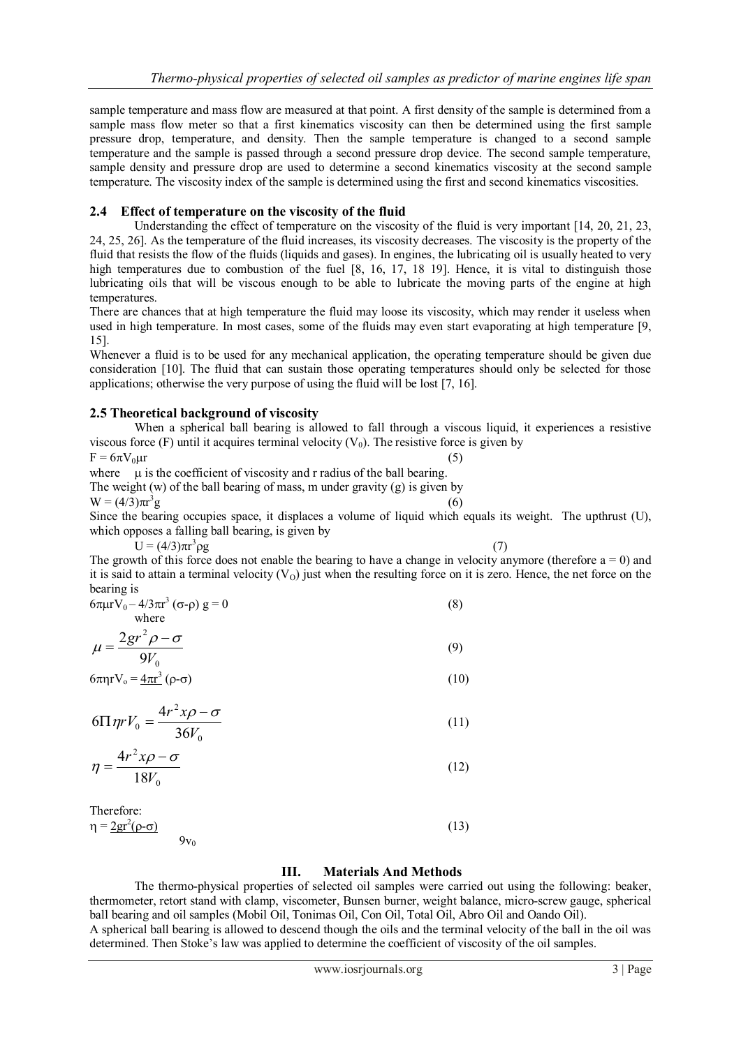sample temperature and mass flow are measured at that point. A first density of the sample is determined from a sample mass flow meter so that a first kinematics viscosity can then be determined using the first sample pressure drop, temperature, and density. Then the sample temperature is changed to a second sample temperature and the sample is passed through a second pressure drop device. The second sample temperature, sample density and pressure drop are used to determine a second kinematics viscosity at the second sample temperature. The viscosity index of the sample is determined using the first and second kinematics viscosities.

### 2.4 Effect of temperature on the viscosity of the fluid

Understanding the effect of temperature on the viscosity of the fluid is very important [14, 20, 21, 23, 24, 25, 26]. As the temperature of the fluid increases, its viscosity decreases. The viscosity is the property of the fluid that resists the flow of the fluids (liquids and gases). In engines, the lubricating oil is usually heated to very high temperatures due to combustion of the fuel [8, 16, 17, 18 19]. Hence, it is vital to distinguish those lubricating oils that will be viscous enough to be able to lubricate the moving parts of the engine at high temperatures.

There are chances that at high temperature the fluid may loose its viscosity, which may render it useless when used in high temperature. In most cases, some of the fluids may even start evaporating at high temperature [9, 15].

Whenever a fluid is to be used for any mechanical application, the operating temperature should be given due consideration [10]. The fluid that can sustain those operating temperatures should only be selected for those applications; otherwise the very purpose of using the fluid will be lost [7, 16].

### 2.5 Theoretical background of viscosity

When a spherical ball bearing is allowed to fall through a viscous liquid, it experiences a resistive viscous force (F) until it acquires terminal velocity ($V_0$). The resistive force is given by

$$F = 6\pi V_0 \mu r \tag{5}$$

where $\mu$ is the coefficient of viscosity and r radius of the ball bearing.

The weight (w) of the ball bearing of mass, m under gravity (g) is given by

$$W = (4/3)\pi r^3 g \tag{6}$$

Since the bearing occupies space, it displaces a volume of liquid which equals its weight. The upthrust (U), which opposes a falling ball bearing, is given by

$$U = (4/3)\pi r^3 \rho g \tag{7}$$

The growth of this force does not enable the bearing to have a change in velocity anymore (therefore a = 0) and it is said to attain a terminal velocity ($V_O$) just when the resulting force on it is zero. Hence, the net force on the bearing is

$$6\pi \mu r V_0 - 4/3\pi r^3 (\sigma - \rho)\, g = 0 \tag{8}$$

where

$$\mu = \frac{2gr^2 \rho - \sigma}{9V_0} \tag{9}$$

$$6\pi \eta r V_o = \underline{4\pi r^3} (\rho - \sigma) \tag{10}$$

$$6\Pi \eta r V_0 = \frac{4r^2 x \rho - \sigma}{36V_0} \tag{11}$$

$$\eta = \frac{4r^2 x \rho - \sigma}{18V_0} \tag{12}$$

Therefore:

$$\eta = \frac{2gr^2(\rho - \sigma)}{9v_0} \tag{13}$$

## III. Materials And Methods

The thermo-physical properties of selected oil samples were carried out using the following: beaker, thermometer, retort stand with clamp, viscometer, Bunsen burner, weight balance, micro-screw gauge, spherical ball bearing and oil samples (Mobil Oil, Tonimas Oil, Con Oil, Total Oil, Abro Oil and Oando Oil).

A spherical ball bearing is allowed to descend though the oils and the terminal velocity of the ball in the oil was determined. Then Stoke's law was applied to determine the coefficient of viscosity of the oil samples.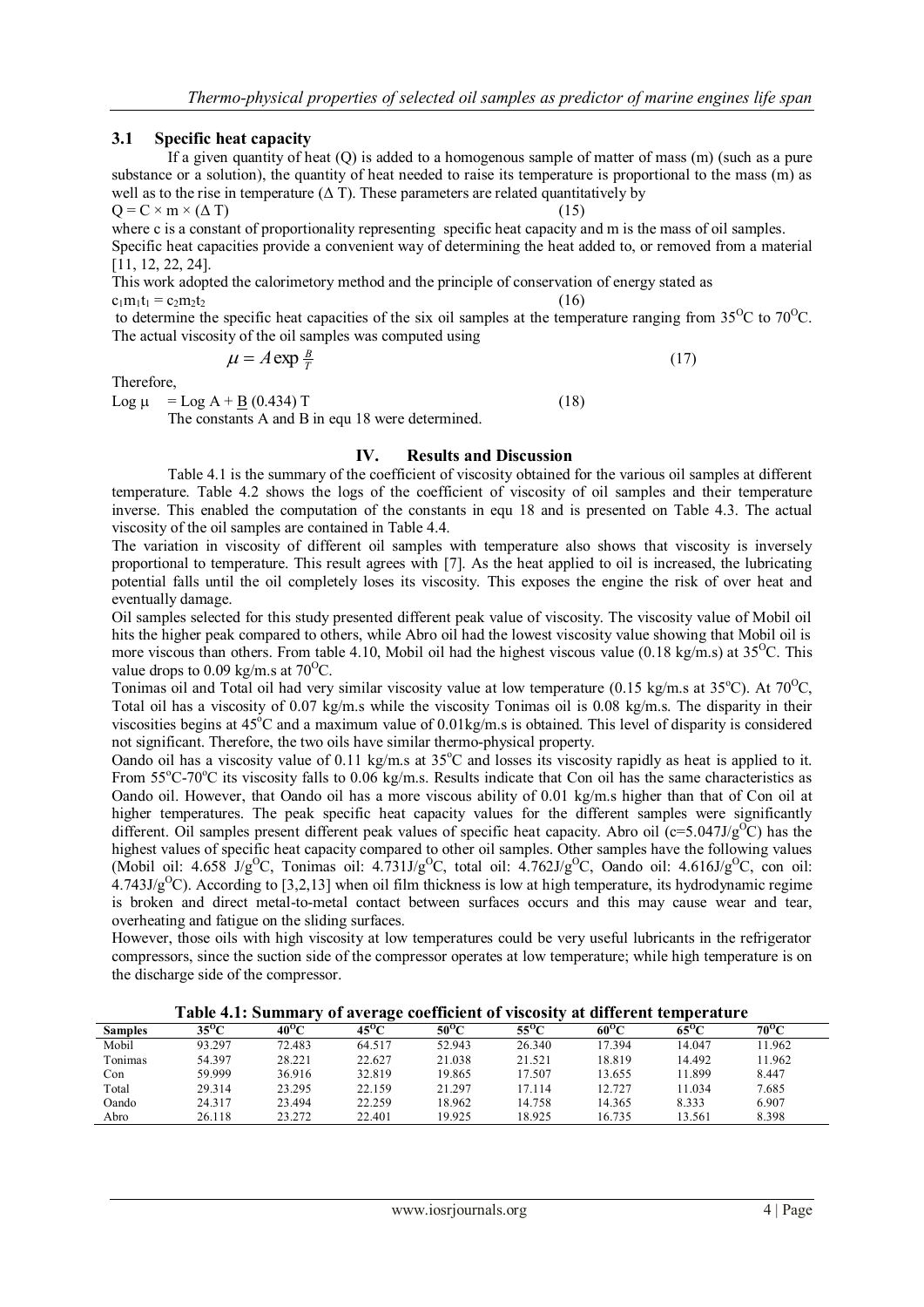### 3.1 Specific heat capacity

If a given quantity of heat (Q) is added to a homogenous sample of matter of mass (m) (such as a pure substance or a solution), the quantity of heat needed to raise its temperature is proportional to the mass (m) as well as to the rise in temperature (Δ T). These parameters are related quantitatively by

$$Q = C \times m \times (\Delta T) \quad (15)$$

where c is a constant of proportionality representing specific heat capacity and m is the mass of oil samples. Specific heat capacities provide a convenient way of determining the heat added to, or removed from a material [11, 12, 22, 24].

This work adopted the calorimetory method and the principle of conservation of energy stated as

$$c_1 m_1 t_1 = c_2 m_2 t_2 \quad (16)$$

to determine the specific heat capacities of the six oil samples at the temperature ranging from 35$^{O}$C to 70$^{O}$C. The actual viscosity of the oil samples was computed using

$$\mu = A \exp \frac{B}{T} \quad (17)$$

Therefore,

$$\text{Log } \mu = \text{Log } A + \underline{B}\ (0.434)\ T \quad (18)$$

The constants A and B in equ 18 were determined.

## IV. Results and Discussion

Table 4.1 is the summary of the coefficient of viscosity obtained for the various oil samples at different temperature. Table 4.2 shows the logs of the coefficient of viscosity of oil samples and their temperature inverse. This enabled the computation of the constants in equ 18 and is presented on Table 4.3. The actual viscosity of the oil samples are contained in Table 4.4.

The variation in viscosity of different oil samples with temperature also shows that viscosity is inversely proportional to temperature. This result agrees with [7]. As the heat applied to oil is increased, the lubricating potential falls until the oil completely loses its viscosity. This exposes the engine the risk of over heat and eventually damage.

Oil samples selected for this study presented different peak value of viscosity. The viscosity value of Mobil oil hits the higher peak compared to others, while Abro oil had the lowest viscosity value showing that Mobil oil is more viscous than others. From table 4.10, Mobil oil had the highest viscous value (0.18 kg/m.s) at 35$^{O}$C. This value drops to 0.09 kg/m.s at 70$^{O}$C.

Tonimas oil and Total oil had very similar viscosity value at low temperature (0.15 kg/m.s at 35$^{o}$C). At 70$^{O}$C, Total oil has a viscosity of 0.07 kg/m.s while the viscosity Tonimas oil is 0.08 kg/m.s. The disparity in their viscosities begins at 45$^{o}$C and a maximum value of 0.01kg/m.s is obtained. This level of disparity is considered not significant. Therefore, the two oils have similar thermo-physical property.

Oando oil has a viscosity value of 0.11 kg/m.s at 35$^{o}$C and losses its viscosity rapidly as heat is applied to it. From 55$^{o}$C-70$^{o}$C its viscosity falls to 0.06 kg/m.s. Results indicate that Con oil has the same characteristics as Oando oil. However, that Oando oil has a more viscous ability of 0.01 kg/m.s higher than that of Con oil at higher temperatures. The peak specific heat capacity values for the different samples were significantly different. Oil samples present different peak values of specific heat capacity. Abro oil (c=5.047J/g$^{O}$C) has the highest values of specific heat capacity compared to other oil samples. Other samples have the following values (Mobil oil: 4.658 J/g$^{O}$C, Tonimas oil: 4.731J/g$^{O}$C, total oil: 4.762J/g$^{O}$C, Oando oil: 4.616J/g$^{O}$C, con oil: 4.743J/g$^{O}$C). According to [3,2,13] when oil film thickness is low at high temperature, its hydrodynamic regime is broken and direct metal-to-metal contact between surfaces occurs and this may cause wear and tear, overheating and fatigue on the sliding surfaces.

However, those oils with high viscosity at low temperatures could be very useful lubricants in the refrigerator compressors, since the suction side of the compressor operates at low temperature; while high temperature is on the discharge side of the compressor.

**Table 4.1: Summary of average coefficient of viscosity at different temperature**

| Samples | 35$^{O}$C | 40$^{O}$C | 45$^{O}$C | 50$^{O}$C | 55$^{O}$C | 60$^{O}$C | 65$^{O}$C | 70$^{O}$C |
|---|---|---|---|---|---|---|---|---|
| Mobil | 93.297 | 72.483 | 64.517 | 52.943 | 26.340 | 17.394 | 14.047 | 11.962 |
| Tonimas | 54.397 | 28.221 | 22.627 | 21.038 | 21.521 | 18.819 | 14.492 | 11.962 |
| Con | 59.999 | 36.916 | 32.819 | 19.865 | 17.507 | 13.655 | 11.899 | 8.447 |
| Total | 29.314 | 23.295 | 22.159 | 21.297 | 17.114 | 12.727 | 11.034 | 7.685 |
| Oando | 24.317 | 23.494 | 22.259 | 18.962 | 14.758 | 14.365 | 8.333 | 6.907 |
| Abro | 26.118 | 23.272 | 22.401 | 19.925 | 18.925 | 16.735 | 13.561 | 8.398 |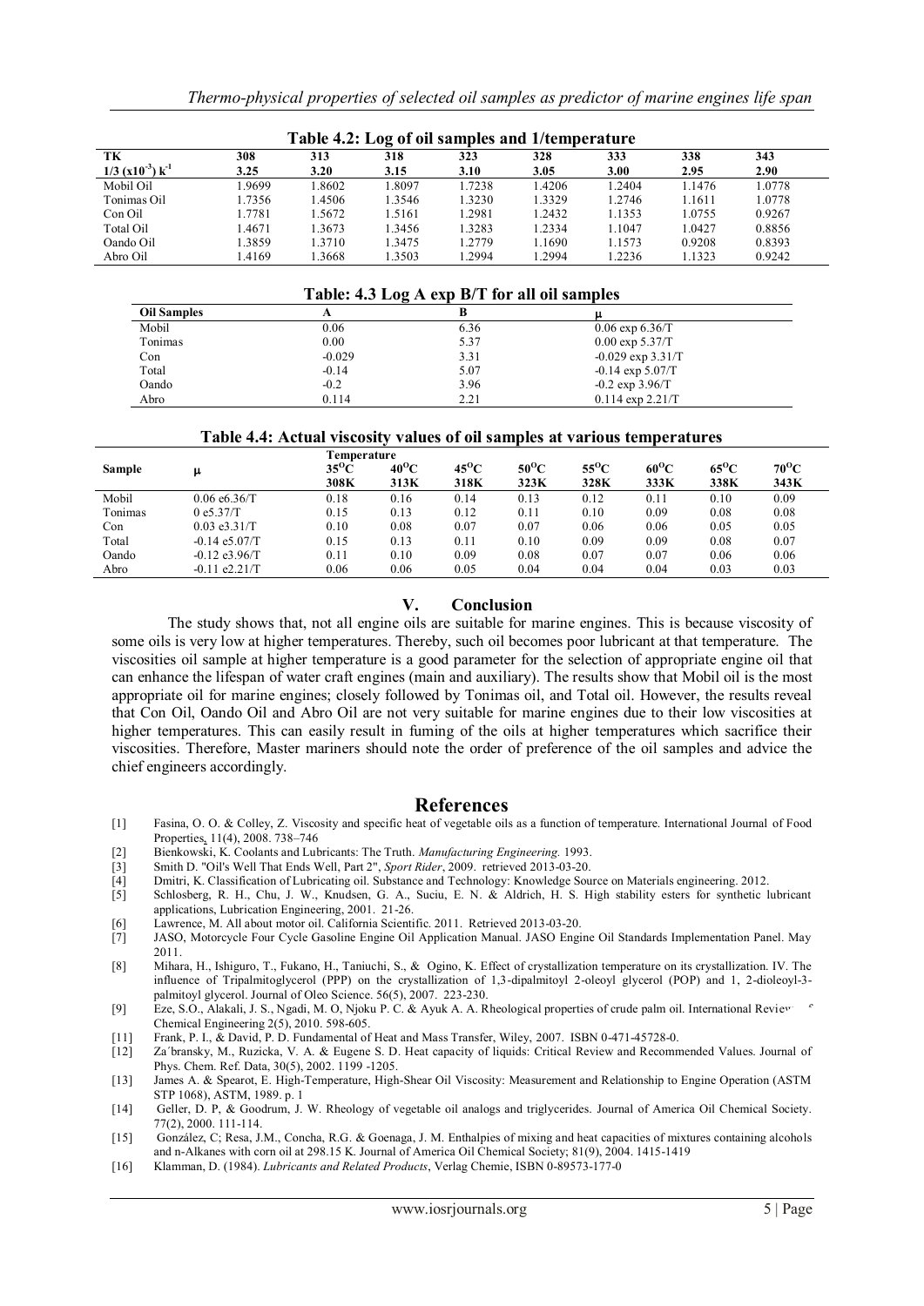**Table 4.2: Log of oil samples and 1/temperature**

| TK | 308 | 313 | 318 | 323 | 328 | 333 | 338 | 343 |
|---|---|---|---|---|---|---|---|---|
| $1/3\ (x10^{-3})\ k^{-1}$ | 3.25 | 3.20 | 3.15 | 3.10 | 3.05 | 3.00 | 2.95 | 2.90 |
| Mobil Oil | 1.9699 | 1.8602 | 1.8097 | 1.7238 | 1.4206 | 1.2404 | 1.1476 | 1.0778 |
| Tonimas Oil | 1.7356 | 1.4506 | 1.3546 | 1.3230 | 1.3329 | 1.2746 | 1.1611 | 1.0778 |
| Con Oil | 1.7781 | 1.5672 | 1.5161 | 1.2981 | 1.2432 | 1.1353 | 1.0755 | 0.9267 |
| Total Oil | 1.4671 | 1.3673 | 1.3456 | 1.3283 | 1.2334 | 1.1047 | 1.0427 | 0.8856 |
| Oando Oil | 1.3859 | 1.3710 | 1.3475 | 1.2779 | 1.1690 | 1.1573 | 0.9208 | 0.8393 |
| Abro Oil | 1.4169 | 1.3668 | 1.3503 | 1.2994 | 1.2994 | 1.2236 | 1.1323 | 0.9242 |

**Table: 4.3 Log A exp B/T for all oil samples**

| Oil Samples | A | B | μ |
|---|---|---|---|
| Mobil | 0.06 | 6.36 | 0.06 exp 6.36/T |
| Tonimas | 0.00 | 5.37 | 0.00 exp 5.37/T |
| Con | -0.029 | 3.31 | -0.029 exp 3.31/T |
| Total | -0.14 | 5.07 | -0.14 exp 5.07/T |
| Oando | -0.2 | 3.96 | -0.2 exp 3.96/T |
| Abro | 0.114 | 2.21 | 0.114 exp 2.21/T |

**Table 4.4: Actual viscosity values of oil samples at various temperatures**

| Sample | μ | Temperature $35^{O}C$ 308K | $40^{O}C$ 313K | $45^{O}C$ 318K | $50^{O}C$ 323K | $55^{O}C$ 328K | $60^{O}C$ 333K | $65^{O}C$ 338K | $70^{O}C$ 343K |
|---|---|---|---|---|---|---|---|---|---|
| Mobil | 0.06 e6.36/T | 0.18 | 0.16 | 0.14 | 0.13 | 0.12 | 0.11 | 0.10 | 0.09 |
| Tonimas | 0 e5.37/T | 0.15 | 0.13 | 0.12 | 0.11 | 0.10 | 0.09 | 0.08 | 0.08 |
| Con | 0.03 e3.31/T | 0.10 | 0.08 | 0.07 | 0.07 | 0.06 | 0.06 | 0.05 | 0.05 |
| Total | -0.14 e5.07/T | 0.15 | 0.13 | 0.11 | 0.10 | 0.09 | 0.09 | 0.08 | 0.07 |
| Oando | -0.12 e3.96/T | 0.11 | 0.10 | 0.09 | 0.08 | 0.07 | 0.07 | 0.06 | 0.06 |
| Abro | -0.11 e2.21/T | 0.06 | 0.06 | 0.05 | 0.04 | 0.04 | 0.04 | 0.03 | 0.03 |

## V. Conclusion

The study shows that, not all engine oils are suitable for marine engines. This is because viscosity of some oils is very low at higher temperatures. Thereby, such oil becomes poor lubricant at that temperature. The viscosities oil sample at higher temperature is a good parameter for the selection of appropriate engine oil that can enhance the lifespan of water craft engines (main and auxiliary). The results show that Mobil oil is the most appropriate oil for marine engines; closely followed by Tonimas oil, and Total oil. However, the results reveal that Con Oil, Oando Oil and Abro Oil are not very suitable for marine engines due to their low viscosities at higher temperatures. This can easily result in fuming of the oils at higher temperatures which sacrifice their viscosities. Therefore, Master mariners should note the order of preference of the oil samples and advice the chief engineers accordingly.

# References

[1] Fasina, O. O. & Colley, Z. Viscosity and specific heat of vegetable oils as a function of temperature. International Journal of Food Properties, 11(4), 2008. 738–746

[2] Bienkowski, K. Coolants and Lubricants: The Truth. *Manufacturing Engineering.* 1993.

[3] Smith D. "Oil's Well That Ends Well, Part 2", *Sport Rider*, 2009. retrieved 2013-03-20.

[4] Dmitri, K. Classification of Lubricating oil. Substance and Technology: Knowledge Source on Materials engineering. 2012.

[5] Schlosberg, R. H., Chu, J. W., Knudsen, G. A., Suciu, E. N. & Aldrich, H. S. High stability esters for synthetic lubricant applications, Lubrication Engineering, 2001. 21-26.

[6] Lawrence, M. All about motor oil. California Scientific. 2011. Retrieved 2013-03-20.

[7] JASO, Motorcycle Four Cycle Gasoline Engine Oil Application Manual. JASO Engine Oil Standards Implementation Panel. May 2011.

[8] Mihara, H., Ishiguro, T., Fukano, H., Taniuchi, S., & Ogino, K. Effect of crystallization temperature on its crystallization. IV. The influence of Tripalmitoglycerol (PPP) on the crystallization of 1,3-dipalmitoyl 2-oleoyl glycerol (POP) and 1, 2-dioleoyl-3-palmitoyl glycerol. Journal of Oleo Science. 56(5), 2007. 223-230.

[9] Eze, S.O., Alakali, J. S., Ngadi, M. O, Njoku P. C. & Ayuk A. A. Rheological properties of crude palm oil. International Review of Chemical Engineering 2(5), 2010. 598-605.

[11] Frank, P. I., & David, P. D. Fundamental of Heat and Mass Transfer, Wiley, 2007. ISBN 0-471-45728-0.

[12] Za´bransky, M., Ruzicka, V. A. & Eugene S. D. Heat capacity of liquids: Critical Review and Recommended Values. Journal of Phys. Chem. Ref. Data, 30(5), 2002. 1199 -1205.

[13] James A. & Spearot, E. High-Temperature, High-Shear Oil Viscosity: Measurement and Relationship to Engine Operation (ASTM STP 1068), ASTM, 1989. p. 1

[14] Geller, D. P, & Goodrum, J. W. Rheology of vegetable oil analogs and triglycerides. Journal of America Oil Chemical Society. 77(2), 2000. 111-114.

[15] González, C; Resa, J.M., Concha, R.G. & Goenaga, J. M. Enthalpies of mixing and heat capacities of mixtures containing alcohols and n-Alkanes with corn oil at 298.15 K. Journal of America Oil Chemical Society; 81(9), 2004. 1415-1419

[16] Klamman, D. (1984). *Lubricants and Related Products*, Verlag Chemie, ISBN 0-89573-177-0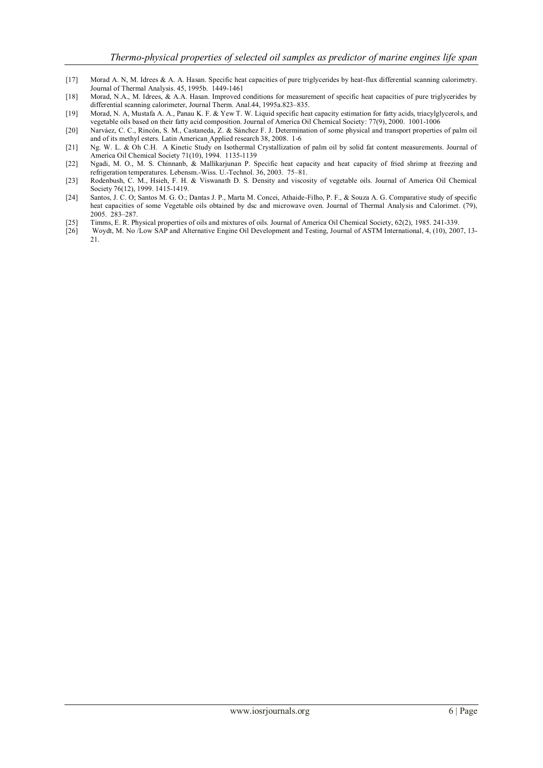[17] Morad A. N, M. Idrees & A. A. Hasan. Specific heat capacities of pure triglycerides by heat-flux differential scanning calorimetry. Journal of Thermal Analysis. 45, 1995b. 1449-1461

[18] Morad, N.A., M. Idrees, & A.A. Hasan. Improved conditions for measurement of specific heat capacities of pure triglycerides by differential scanning calorimeter, Journal Therm. Anal.44, 1995a.823–835.

[19] Morad, N. A, Mustafa A. A., Panau K. F. & Yew T. W. Liquid specific heat capacity estimation for fatty acids, triacylglycerols, and vegetable oils based on their fatty acid composition. Journal of America Oil Chemical Society: 77(9), 2000. 1001-1006

[20] Narváez, C. C., Rincón, S. M., Castaneda, Z. & Sánchez F. J. Determination of some physical and transport properties of palm oil and of its methyl esters. Latin American Applied research 38, 2008. 1-6

[21] Ng. W. L. & Oh C.H. A Kinetic Study on Isothermal Crystallization of palm oil by solid fat content measurements. Journal of America Oil Chemical Society 71(10), 1994. 1135-1139

[22] Ngadi, M. O., M. S. Chinnanb, & Mallikarjunan P. Specific heat capacity and heat capacity of fried shrimp at freezing and refrigeration temperatures. Lebensm.-Wiss. U.-Technol. 36, 2003. 75–81.

[23] Rodenbush, C. M., Hsieh, F. H. & Viswanath D. S. Density and viscosity of vegetable oils. Journal of America Oil Chemical Society 76(12), 1999. 1415-1419.

[24] Santos, J. C. O; Santos M. G. O.; Dantas J. P., Marta M. Concei, Athaide-Filho, P. F., & Souza A. G. Comparative study of specific heat capacities of some Vegetable oils obtained by dsc and microwave oven. Journal of Thermal Analysis and Calorimet. (79), 2005. 283–287.

[25] Timms, E. R. Physical properties of oils and mixtures of oils. Journal of America Oil Chemical Society, 62(2), 1985. 241-339.

[26] Woydt, M. No /Low SAP and Alternative Engine Oil Development and Testing, Journal of ASTM International, 4, (10), 2007, 13-21.